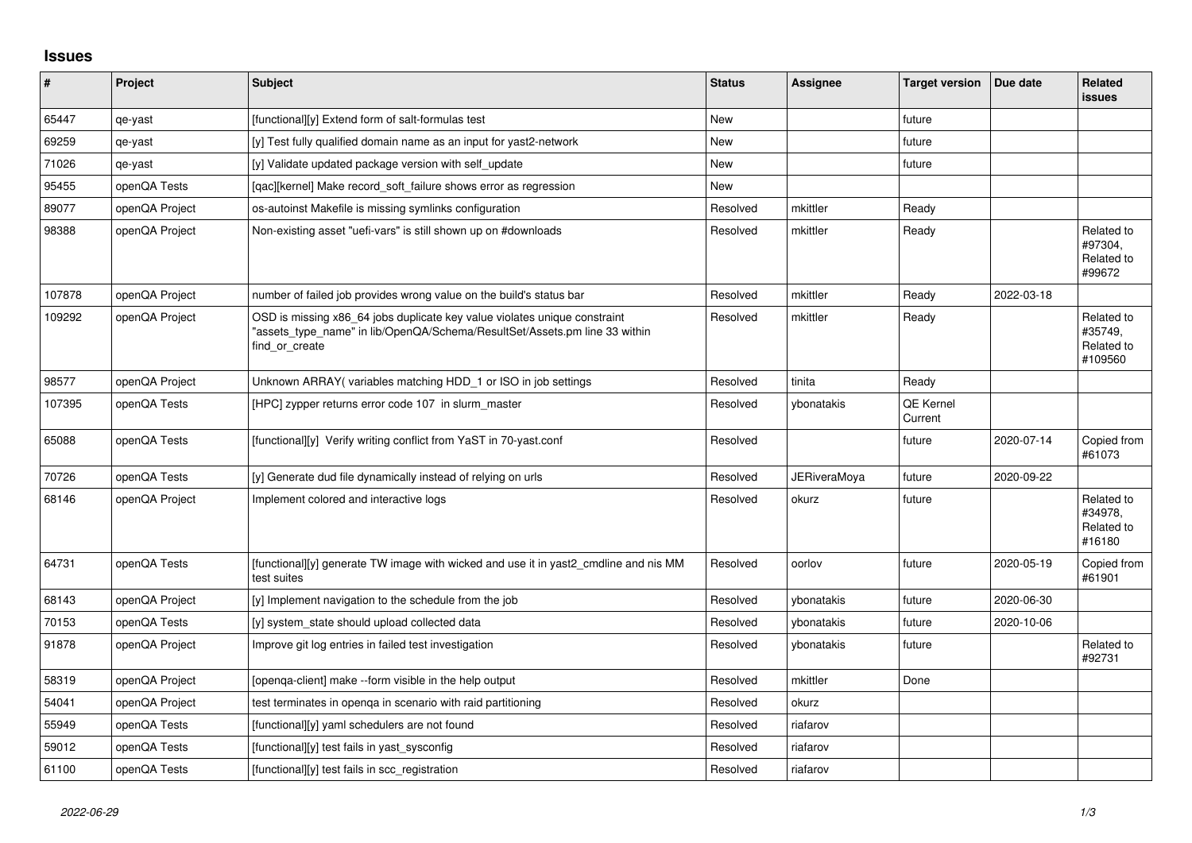# Issues

| # | Project | Subject | Status | Assignee | Target version | Due date | Related issues |
|---|---|---|---|---|---|---|---|
| 65447 | qe-yast | [functional][y] Extend form of salt-formulas test | New | | future | | |
| 69259 | qe-yast | [y] Test fully qualified domain name as an input for yast2-network | New | | future | | |
| 71026 | qe-yast | [y] Validate updated package version with self_update | New | | future | | |
| 95455 | openQA Tests | [qac][kernel] Make record_soft_failure shows error as regression | New | | | | |
| 89077 | openQA Project | os-autoinst Makefile is missing symlinks configuration | Resolved | mkittler | Ready | | |
| 98388 | openQA Project | Non-existing asset "uefi-vars" is still shown up on #downloads | Resolved | mkittler | Ready | | Related to #97304, Related to #99672 |
| 107878 | openQA Project | number of failed job provides wrong value on the build's status bar | Resolved | mkittler | Ready | 2022-03-18 | |
| 109292 | openQA Project | OSD is missing x86_64 jobs duplicate key value violates unique constraint "assets_type_name" in lib/OpenQA/Schema/ResultSet/Assets.pm line 33 within find_or_create | Resolved | mkittler | Ready | | Related to #35749, Related to #109560 |
| 98577 | openQA Project | Unknown ARRAY( variables matching HDD_1 or ISO in job settings | Resolved | tinita | Ready | | |
| 107395 | openQA Tests | [HPC] zypper returns error code 107 in slurm_master | Resolved | ybonatakis | QE Kernel Current | | |
| 65088 | openQA Tests | [functional][y] Verify writing conflict from YaST in 70-yast.conf | Resolved | | future | 2020-07-14 | Copied from #61073 |
| 70726 | openQA Tests | [y] Generate dud file dynamically instead of relying on urls | Resolved | JERiveraMoya | future | 2020-09-22 | |
| 68146 | openQA Project | Implement colored and interactive logs | Resolved | okurz | future | | Related to #34978, Related to #16180 |
| 64731 | openQA Tests | [functional][y] generate TW image with wicked and use it in yast2_cmdline and nis MM test suites | Resolved | oorlov | future | 2020-05-19 | Copied from #61901 |
| 68143 | openQA Project | [y] Implement navigation to the schedule from the job | Resolved | ybonatakis | future | 2020-06-30 | |
| 70153 | openQA Tests | [y] system_state should upload collected data | Resolved | ybonatakis | future | 2020-10-06 | |
| 91878 | openQA Project | Improve git log entries in failed test investigation | Resolved | ybonatakis | future | | Related to #92731 |
| 58319 | openQA Project | [openqa-client] make --form visible in the help output | Resolved | mkittler | Done | | |
| 54041 | openQA Project | test terminates in openqa in scenario with raid partitioning | Resolved | okurz | | | |
| 55949 | openQA Tests | [functional][y] yaml schedulers are not found | Resolved | riafarov | | | |
| 59012 | openQA Tests | [functional][y] test fails in yast_sysconfig | Resolved | riafarov | | | |
| 61100 | openQA Tests | [functional][y] test fails in scc_registration | Resolved | riafarov | | | |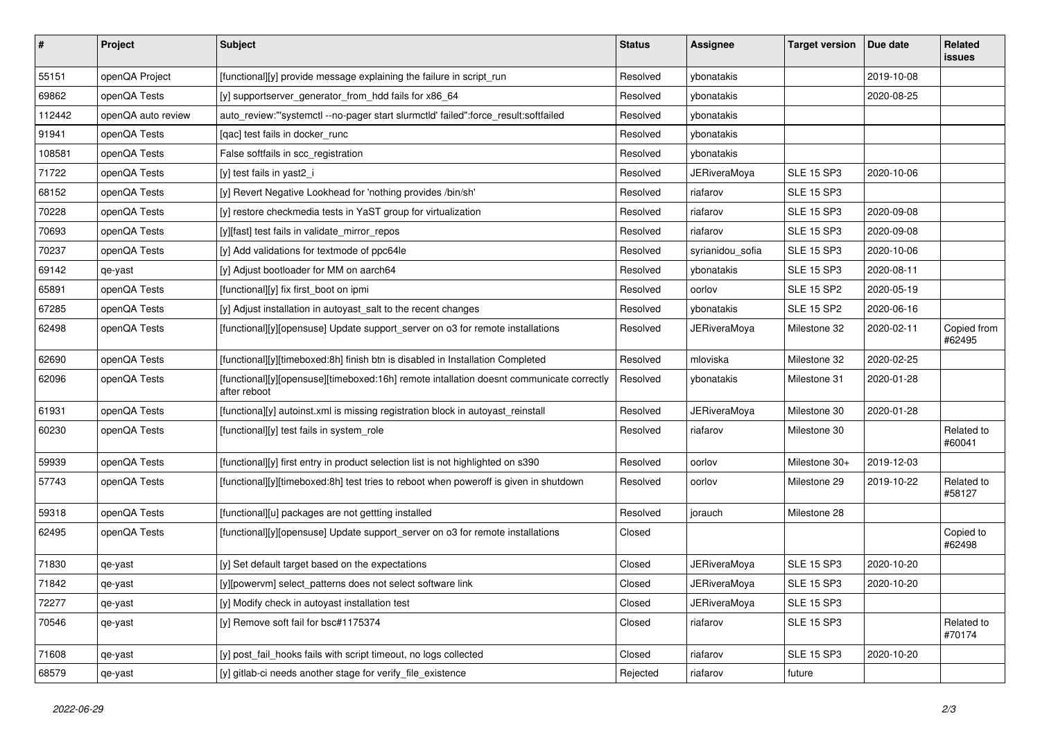| # | Project | Subject | Status | Assignee | Target version | Due date | Related issues |
|---|---|---|---|---|---|---|---|
| 55151 | openQA Project | [functional][y] provide message explaining the failure in script_run | Resolved | ybonatakis | | 2019-10-08 | |
| 69862 | openQA Tests | [y] supportserver_generator_from_hdd fails for x86_64 | Resolved | ybonatakis | | 2020-08-25 | |
| 112442 | openQA auto review | auto_review:"'systemctl --no-pager start slurmctld' failed":force_result:softfailed | Resolved | ybonatakis | | | |
| 91941 | openQA Tests | [qac] test fails in docker_runc | Resolved | ybonatakis | | | |
| 108581 | openQA Tests | False softfails in scc_registration | Resolved | ybonatakis | | | |
| 71722 | openQA Tests | [y] test fails in yast2_i | Resolved | JERiveraMoya | SLE 15 SP3 | 2020-10-06 | |
| 68152 | openQA Tests | [y] Revert Negative Lookhead for 'nothing provides /bin/sh' | Resolved | riafarov | SLE 15 SP3 | | |
| 70228 | openQA Tests | [y] restore checkmedia tests in YaST group for virtualization | Resolved | riafarov | SLE 15 SP3 | 2020-09-08 | |
| 70693 | openQA Tests | [y][fast] test fails in validate_mirror_repos | Resolved | riafarov | SLE 15 SP3 | 2020-09-08 | |
| 70237 | openQA Tests | [y] Add validations for textmode of ppc64le | Resolved | syrianidou_sofia | SLE 15 SP3 | 2020-10-06 | |
| 69142 | qe-yast | [y] Adjust bootloader for MM on aarch64 | Resolved | ybonatakis | SLE 15 SP3 | 2020-08-11 | |
| 65891 | openQA Tests | [functional][y] fix first_boot on ipmi | Resolved | oorlov | SLE 15 SP2 | 2020-05-19 | |
| 67285 | openQA Tests | [y] Adjust installation in autoyast_salt to the recent changes | Resolved | ybonatakis | SLE 15 SP2 | 2020-06-16 | |
| 62498 | openQA Tests | [functional][y][opensuse] Update support_server on o3 for remote installations | Resolved | JERiveraMoya | Milestone 32 | 2020-02-11 | Copied from #62495 |
| 62690 | openQA Tests | [functional][y][timeboxed:8h] finish btn is disabled in Installation Completed | Resolved | mloviska | Milestone 32 | 2020-02-25 | |
| 62096 | openQA Tests | [functional][y][opensuse][timeboxed:16h] remote intallation doesnt communicate correctly after reboot | Resolved | ybonatakis | Milestone 31 | 2020-01-28 | |
| 61931 | openQA Tests | [functiona][y] autoinst.xml is missing registration block in autoyast_reinstall | Resolved | JERiveraMoya | Milestone 30 | 2020-01-28 | |
| 60230 | openQA Tests | [functional][y] test fails in system_role | Resolved | riafarov | Milestone 30 | | Related to #60041 |
| 59939 | openQA Tests | [functional][y] first entry in product selection list is not highlighted on s390 | Resolved | oorlov | Milestone 30+ | 2019-12-03 | |
| 57743 | openQA Tests | [functional][y][timeboxed:8h] test tries to reboot when poweroff is given in shutdown | Resolved | oorlov | Milestone 29 | 2019-10-22 | Related to #58127 |
| 59318 | openQA Tests | [functional][u] packages are not gettting installed | Resolved | jorauch | Milestone 28 | | |
| 62495 | openQA Tests | [functional][y][opensuse] Update support_server on o3 for remote installations | Closed | | | | Copied to #62498 |
| 71830 | qe-yast | [y] Set default target based on the expectations | Closed | JERiveraMoya | SLE 15 SP3 | 2020-10-20 | |
| 71842 | qe-yast | [y][powervm] select_patterns does not select software link | Closed | JERiveraMoya | SLE 15 SP3 | 2020-10-20 | |
| 72277 | qe-yast | [y] Modify check in autoyast installation test | Closed | JERiveraMoya | SLE 15 SP3 | | |
| 70546 | qe-yast | [y] Remove soft fail for bsc#1175374 | Closed | riafarov | SLE 15 SP3 | | Related to #70174 |
| 71608 | qe-yast | [y] post_fail_hooks fails with script timeout, no logs collected | Closed | riafarov | SLE 15 SP3 | 2020-10-20 | |
| 68579 | qe-yast | [y] gitlab-ci needs another stage for verify_file_existence | Rejected | riafarov | future | | |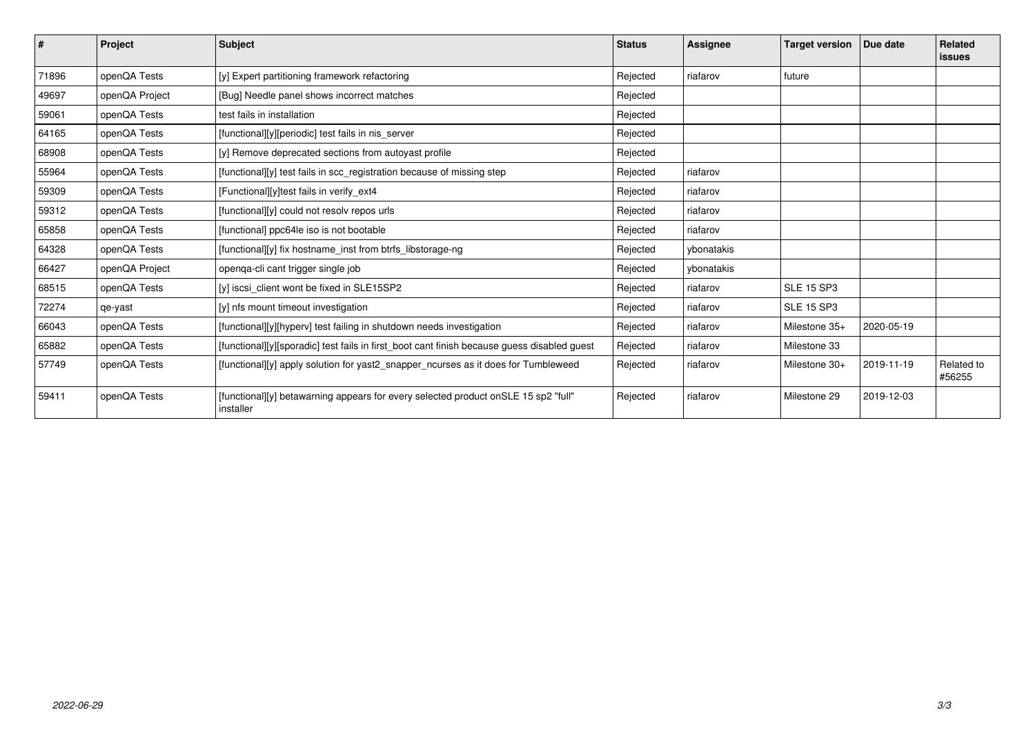| # | Project | Subject | Status | Assignee | Target version | Due date | Related issues |
|---|---|---|---|---|---|---|---|
| 71896 | openQA Tests | [y] Expert partitioning framework refactoring | Rejected | riafarov | future | | |
| 49697 | openQA Project | [Bug] Needle panel shows incorrect matches | Rejected | | | | |
| 59061 | openQA Tests | test fails in installation | Rejected | | | | |
| 64165 | openQA Tests | [functional][y][periodic] test fails in nis_server | Rejected | | | | |
| 68908 | openQA Tests | [y] Remove deprecated sections from autoyast profile | Rejected | | | | |
| 55964 | openQA Tests | [functional][y] test fails in scc_registration because of missing step | Rejected | riafarov | | | |
| 59309 | openQA Tests | [Functional][y]test fails in verify_ext4 | Rejected | riafarov | | | |
| 59312 | openQA Tests | [functional][y] could not resolv repos urls | Rejected | riafarov | | | |
| 65858 | openQA Tests | [functional] ppc64le iso is not bootable | Rejected | riafarov | | | |
| 64328 | openQA Tests | [functional][y] fix hostname_inst from btrfs_libstorage-ng | Rejected | ybonatakis | | | |
| 66427 | openQA Project | openqa-cli cant trigger single job | Rejected | ybonatakis | | | |
| 68515 | openQA Tests | [y] iscsi_client wont be fixed in SLE15SP2 | Rejected | riafarov | SLE 15 SP3 | | |
| 72274 | qe-yast | [y] nfs mount timeout investigation | Rejected | riafarov | SLE 15 SP3 | | |
| 66043 | openQA Tests | [functional][y][hyperv] test failing in shutdown needs investigation | Rejected | riafarov | Milestone 35+ | 2020-05-19 | |
| 65882 | openQA Tests | [functional][y][sporadic] test fails in first_boot cant finish because guess disabled guest | Rejected | riafarov | Milestone 33 | | |
| 57749 | openQA Tests | [functional][y] apply solution for yast2_snapper_ncurses as it does for Tumbleweed | Rejected | riafarov | Milestone 30+ | 2019-11-19 | Related to #56255 |
| 59411 | openQA Tests | [functional][y] betawarning appears for every selected product onSLE 15 sp2 "full" installer | Rejected | riafarov | Milestone 29 | 2019-12-03 | |